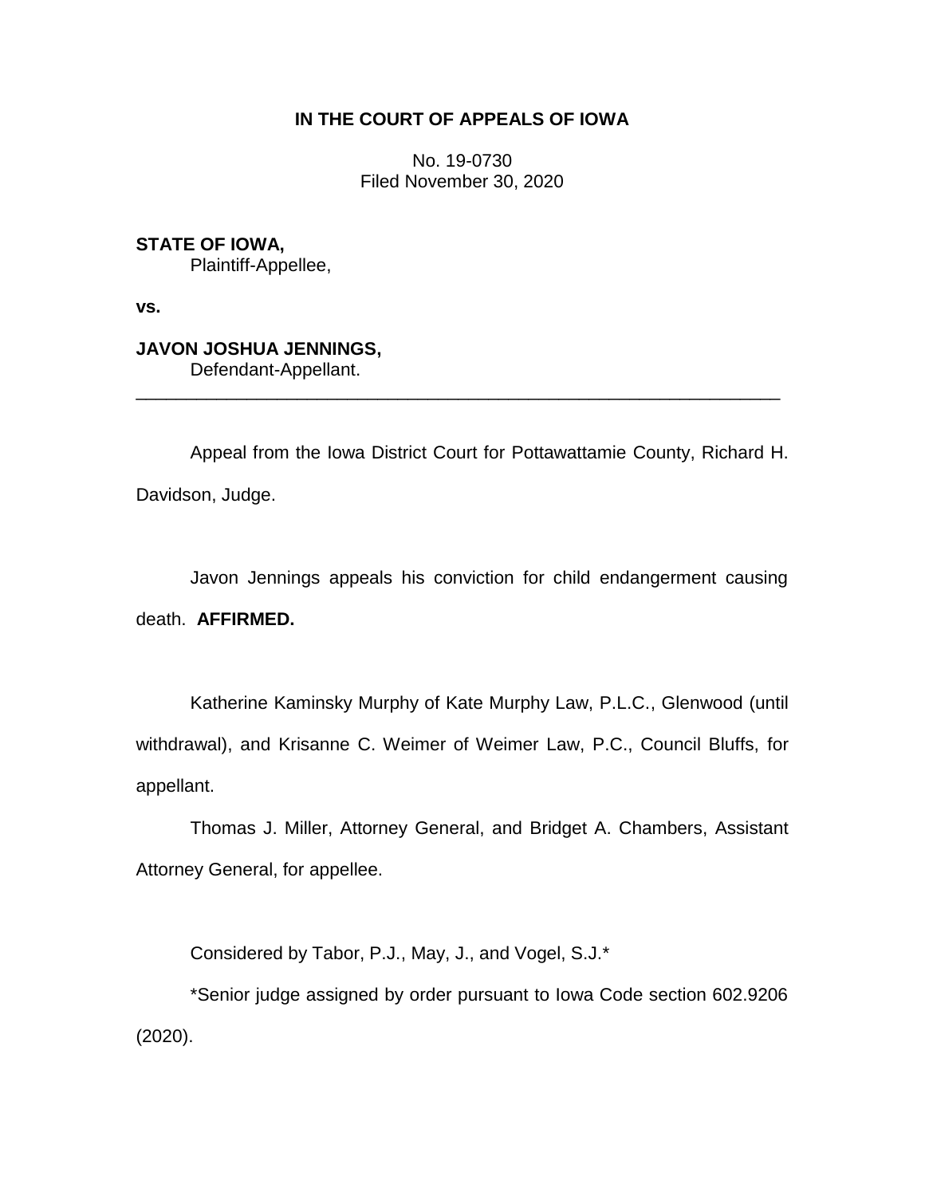**IN THE COURT OF APPEALS OF IOWA**

No. 19-0730
Filed November 30, 2020

**STATE OF IOWA,**
Plaintiff-Appellee,

**vs.**

**JAVON JOSHUA JENNINGS,**
Defendant-Appellant.

---

Appeal from the Iowa District Court for Pottawattamie County, Richard H. Davidson, Judge.

Javon Jennings appeals his conviction for child endangerment causing death. **AFFIRMED.**

Katherine Kaminsky Murphy of Kate Murphy Law, P.L.C., Glenwood (until withdrawal), and Krisanne C. Weimer of Weimer Law, P.C., Council Bluffs, for appellant.

Thomas J. Miller, Attorney General, and Bridget A. Chambers, Assistant Attorney General, for appellee.

Considered by Tabor, P.J., May, J., and Vogel, S.J.*

*Senior judge assigned by order pursuant to Iowa Code section 602.9206 (2020).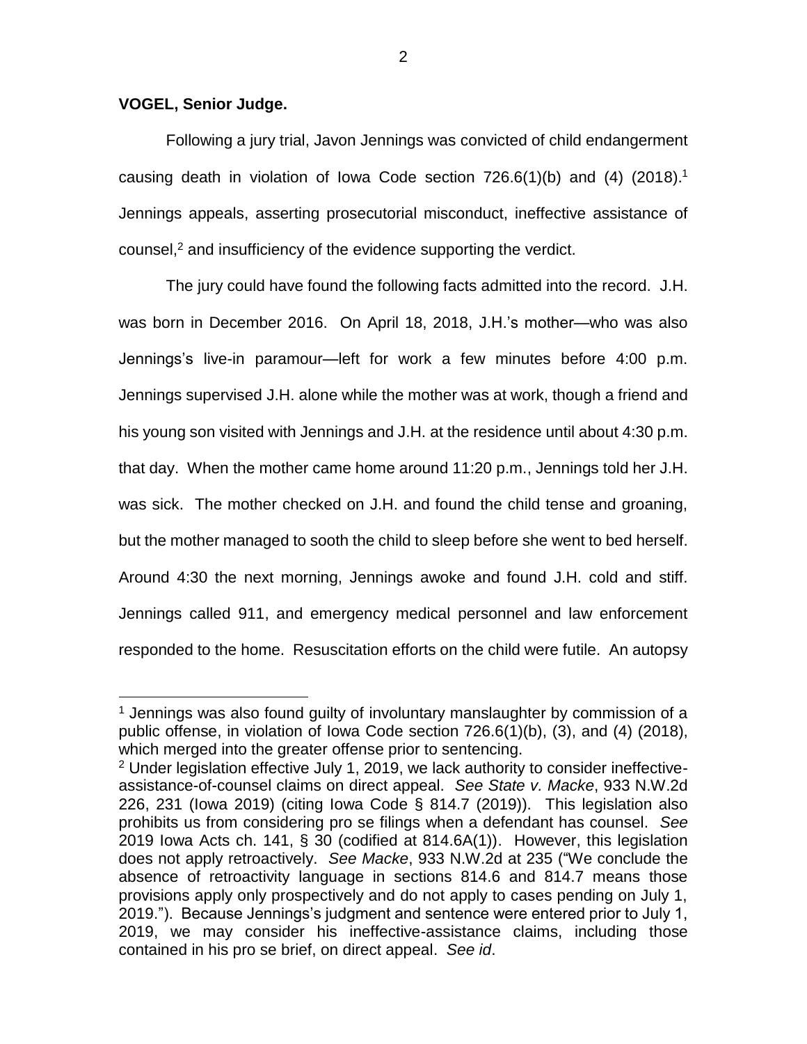**VOGEL, Senior Judge.**

Following a jury trial, Javon Jennings was convicted of child endangerment causing death in violation of Iowa Code section 726.6(1)(b) and (4) (2018).[1] Jennings appeals, asserting prosecutorial misconduct, ineffective assistance of counsel,[2] and insufficiency of the evidence supporting the verdict.

The jury could have found the following facts admitted into the record. J.H. was born in December 2016. On April 18, 2018, J.H.'s mother—who was also Jennings's live-in paramour—left for work a few minutes before 4:00 p.m. Jennings supervised J.H. alone while the mother was at work, though a friend and his young son visited with Jennings and J.H. at the residence until about 4:30 p.m. that day. When the mother came home around 11:20 p.m., Jennings told her J.H. was sick. The mother checked on J.H. and found the child tense and groaning, but the mother managed to sooth the child to sleep before she went to bed herself. Around 4:30 the next morning, Jennings awoke and found J.H. cold and stiff. Jennings called 911, and emergency medical personnel and law enforcement responded to the home. Resuscitation efforts on the child were futile. An autopsy

---

[1] Jennings was also found guilty of involuntary manslaughter by commission of a public offense, in violation of Iowa Code section 726.6(1)(b), (3), and (4) (2018), which merged into the greater offense prior to sentencing.

[2] Under legislation effective July 1, 2019, we lack authority to consider ineffective-assistance-of-counsel claims on direct appeal. *See State v. Macke*, 933 N.W.2d 226, 231 (Iowa 2019) (citing Iowa Code § 814.7 (2019)). This legislation also prohibits us from considering pro se filings when a defendant has counsel. *See* 2019 Iowa Acts ch. 141, § 30 (codified at 814.6A(1)). However, this legislation does not apply retroactively. *See Macke*, 933 N.W.2d at 235 ("We conclude the absence of retroactivity language in sections 814.6 and 814.7 means those provisions apply only prospectively and do not apply to cases pending on July 1, 2019."). Because Jennings's judgment and sentence were entered prior to July 1, 2019, we may consider his ineffective-assistance claims, including those contained in his pro se brief, on direct appeal. *See id*.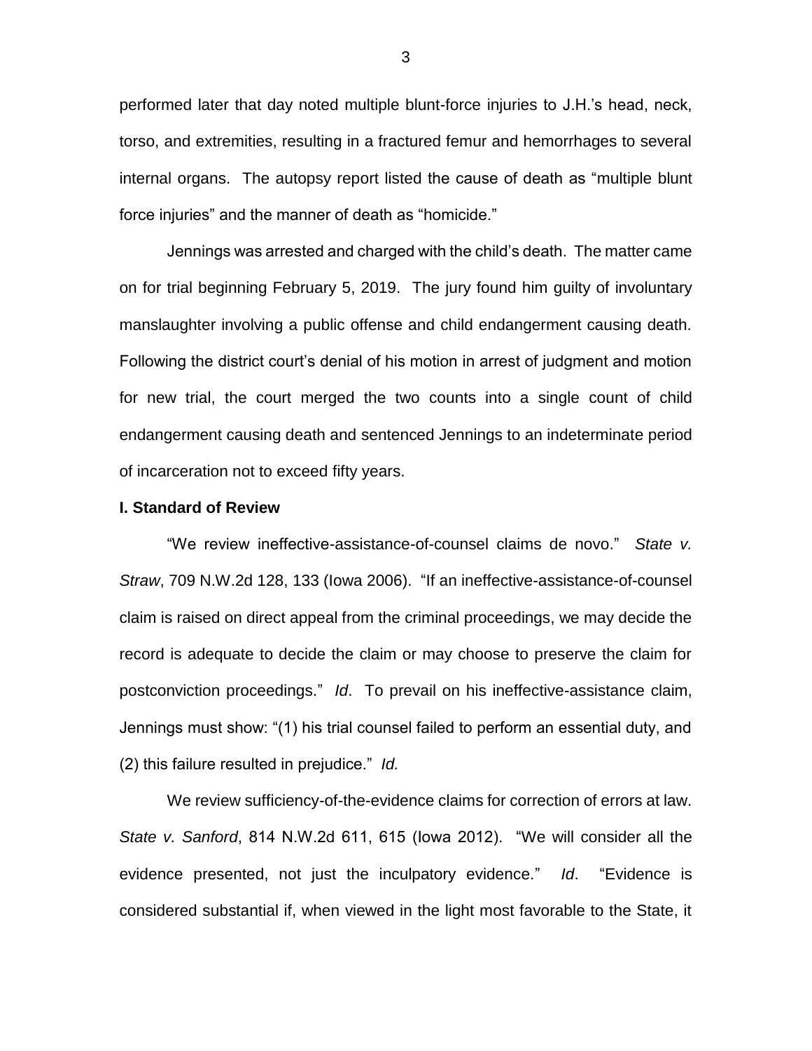performed later that day noted multiple blunt-force injuries to J.H.'s head, neck, torso, and extremities, resulting in a fractured femur and hemorrhages to several internal organs. The autopsy report listed the cause of death as "multiple blunt force injuries" and the manner of death as "homicide."

Jennings was arrested and charged with the child's death. The matter came on for trial beginning February 5, 2019. The jury found him guilty of involuntary manslaughter involving a public offense and child endangerment causing death. Following the district court's denial of his motion in arrest of judgment and motion for new trial, the court merged the two counts into a single count of child endangerment causing death and sentenced Jennings to an indeterminate period of incarceration not to exceed fifty years.

**I. Standard of Review**

"We review ineffective-assistance-of-counsel claims de novo." *State v. Straw*, 709 N.W.2d 128, 133 (Iowa 2006). "If an ineffective-assistance-of-counsel claim is raised on direct appeal from the criminal proceedings, we may decide the record is adequate to decide the claim or may choose to preserve the claim for postconviction proceedings." *Id*. To prevail on his ineffective-assistance claim, Jennings must show: "(1) his trial counsel failed to perform an essential duty, and (2) this failure resulted in prejudice." *Id.*

We review sufficiency-of-the-evidence claims for correction of errors at law. *State v. Sanford*, 814 N.W.2d 611, 615 (Iowa 2012). "We will consider all the evidence presented, not just the inculpatory evidence." *Id*. "Evidence is considered substantial if, when viewed in the light most favorable to the State, it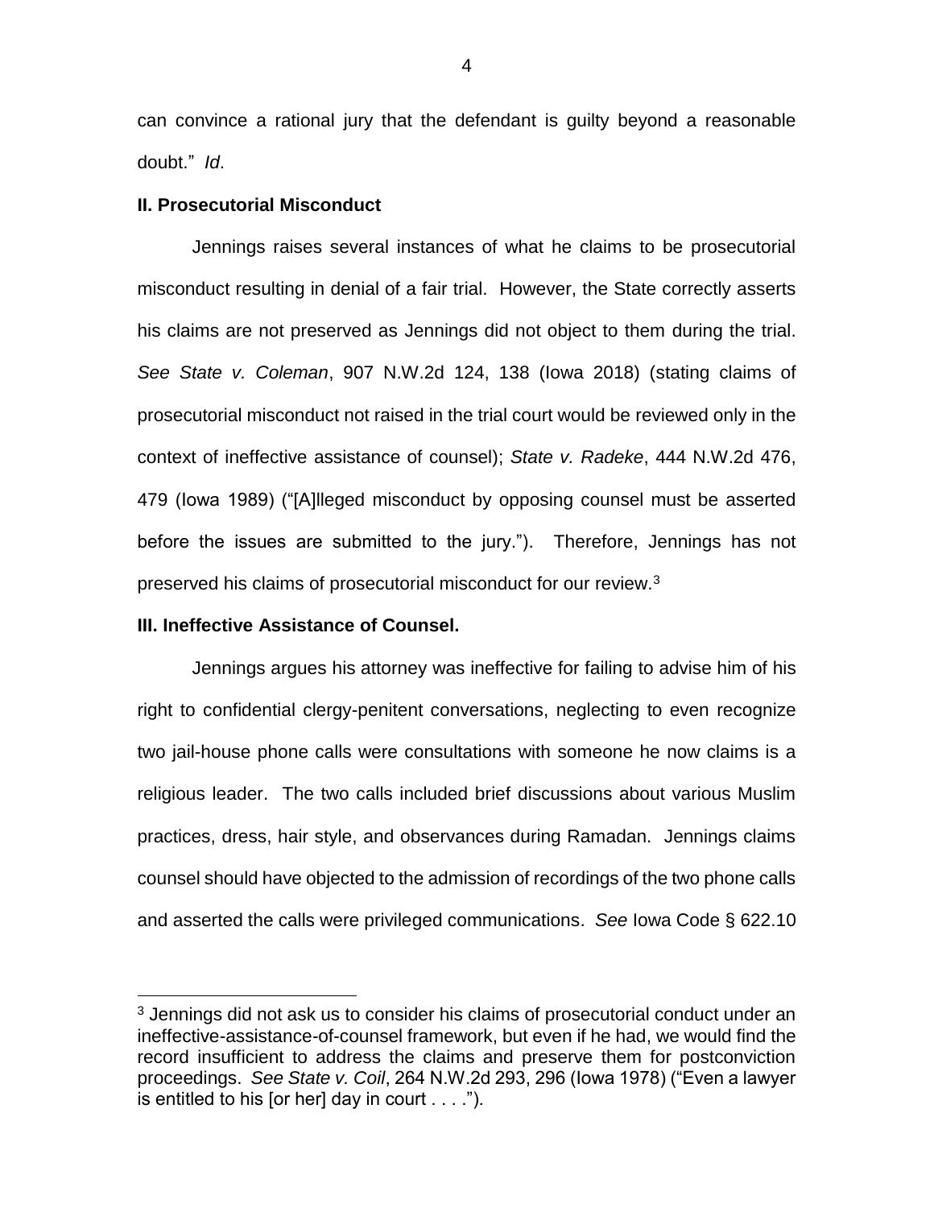can convince a rational jury that the defendant is guilty beyond a reasonable doubt." *Id*.

**II. Prosecutorial Misconduct**

Jennings raises several instances of what he claims to be prosecutorial misconduct resulting in denial of a fair trial. However, the State correctly asserts his claims are not preserved as Jennings did not object to them during the trial. *See State v. Coleman*, 907 N.W.2d 124, 138 (Iowa 2018) (stating claims of prosecutorial misconduct not raised in the trial court would be reviewed only in the context of ineffective assistance of counsel); *State v. Radeke*, 444 N.W.2d 476, 479 (Iowa 1989) ("[A]lleged misconduct by opposing counsel must be asserted before the issues are submitted to the jury."). Therefore, Jennings has not preserved his claims of prosecutorial misconduct for our review.[3]

**III. Ineffective Assistance of Counsel.**

Jennings argues his attorney was ineffective for failing to advise him of his right to confidential clergy-penitent conversations, neglecting to even recognize two jail-house phone calls were consultations with someone he now claims is a religious leader. The two calls included brief discussions about various Muslim practices, dress, hair style, and observances during Ramadan. Jennings claims counsel should have objected to the admission of recordings of the two phone calls and asserted the calls were privileged communications. *See* Iowa Code § 622.10

---

[3] Jennings did not ask us to consider his claims of prosecutorial conduct under an ineffective-assistance-of-counsel framework, but even if he had, we would find the record insufficient to address the claims and preserve them for postconviction proceedings. *See State v. Coil*, 264 N.W.2d 293, 296 (Iowa 1978) ("Even a lawyer is entitled to his [or her] day in court . . . .").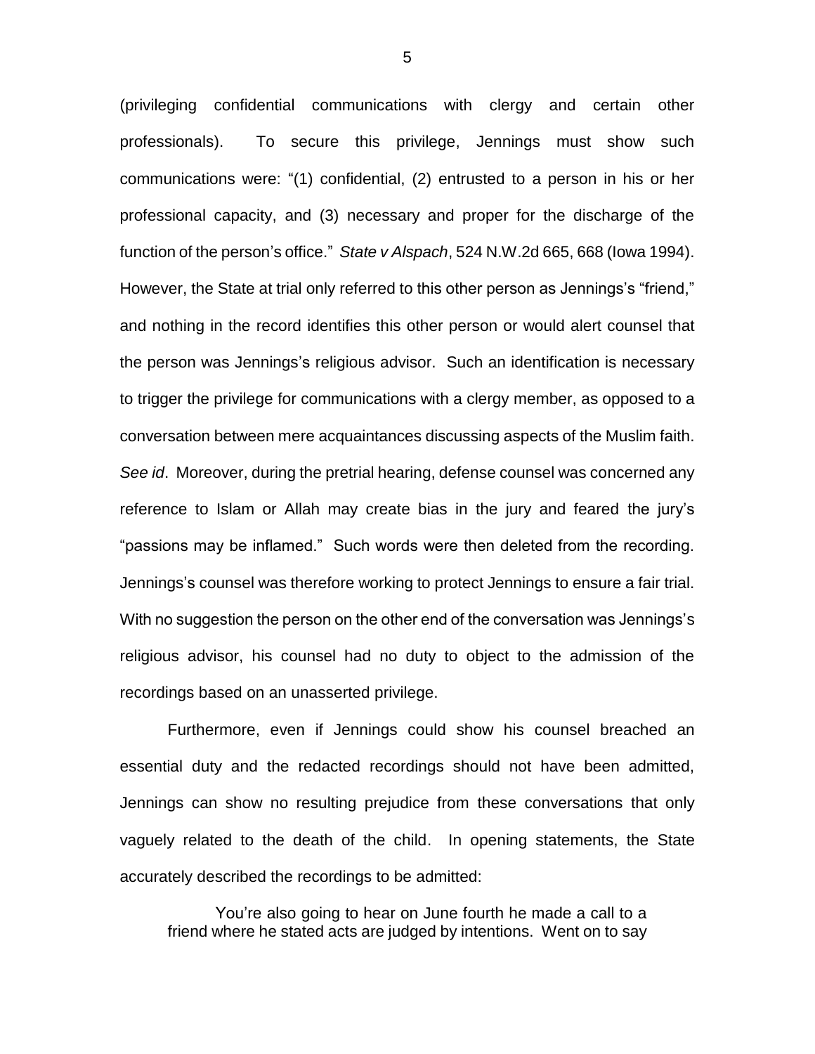(privileging confidential communications with clergy and certain other professionals). To secure this privilege, Jennings must show such communications were: "(1) confidential, (2) entrusted to a person in his or her professional capacity, and (3) necessary and proper for the discharge of the function of the person's office." *State v Alspach*, 524 N.W.2d 665, 668 (Iowa 1994). However, the State at trial only referred to this other person as Jennings's "friend," and nothing in the record identifies this other person or would alert counsel that the person was Jennings's religious advisor. Such an identification is necessary to trigger the privilege for communications with a clergy member, as opposed to a conversation between mere acquaintances discussing aspects of the Muslim faith. *See id*. Moreover, during the pretrial hearing, defense counsel was concerned any reference to Islam or Allah may create bias in the jury and feared the jury's "passions may be inflamed." Such words were then deleted from the recording. Jennings's counsel was therefore working to protect Jennings to ensure a fair trial. With no suggestion the person on the other end of the conversation was Jennings's religious advisor, his counsel had no duty to object to the admission of the recordings based on an unasserted privilege.

Furthermore, even if Jennings could show his counsel breached an essential duty and the redacted recordings should not have been admitted, Jennings can show no resulting prejudice from these conversations that only vaguely related to the death of the child. In opening statements, the State accurately described the recordings to be admitted:

> You're also going to hear on June fourth he made a call to a friend where he stated acts are judged by intentions. Went on to say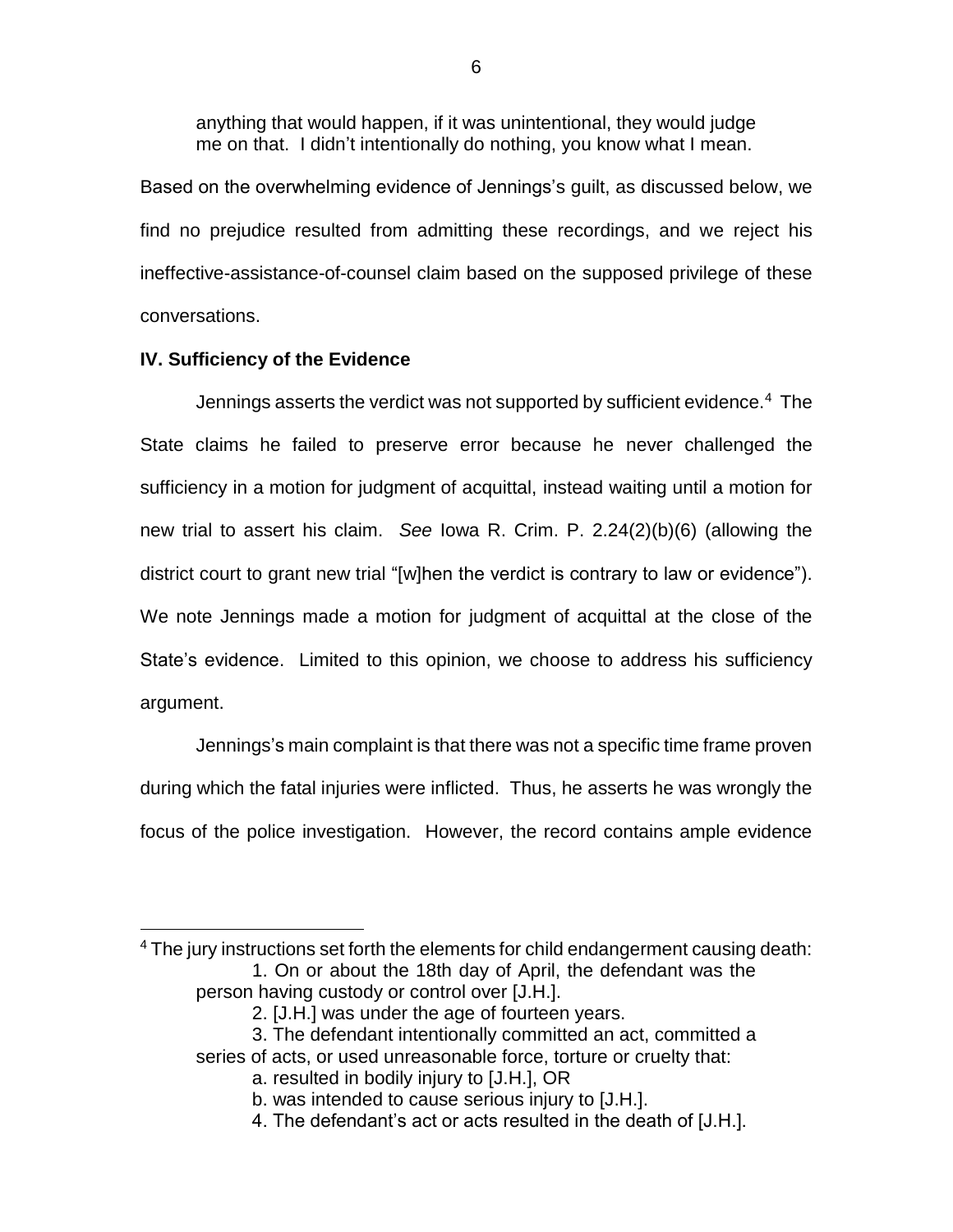> anything that would happen, if it was unintentional, they would judge me on that. I didn't intentionally do nothing, you know what I mean.

Based on the overwhelming evidence of Jennings's guilt, as discussed below, we find no prejudice resulted from admitting these recordings, and we reject his ineffective-assistance-of-counsel claim based on the supposed privilege of these conversations.

### IV. Sufficiency of the Evidence

Jennings asserts the verdict was not supported by sufficient evidence.[4] The State claims he failed to preserve error because he never challenged the sufficiency in a motion for judgment of acquittal, instead waiting until a motion for new trial to assert his claim. *See* Iowa R. Crim. P. 2.24(2)(b)(6) (allowing the district court to grant new trial "[w]hen the verdict is contrary to law or evidence"). We note Jennings made a motion for judgment of acquittal at the close of the State's evidence. Limited to this opinion, we choose to address his sufficiency argument.

Jennings's main complaint is that there was not a specific time frame proven during which the fatal injuries were inflicted. Thus, he asserts he was wrongly the focus of the police investigation. However, the record contains ample evidence

---

[4] The jury instructions set forth the elements for child endangerment causing death:

> 1. On or about the 18th day of April, the defendant was the person having custody or control over [J.H.].
>
> 2. [J.H.] was under the age of fourteen years.
>
> 3. The defendant intentionally committed an act, committed a series of acts, or used unreasonable force, torture or cruelty that:
>
> a. resulted in bodily injury to [J.H.], OR
>
> b. was intended to cause serious injury to [J.H.].
>
> 4. The defendant's act or acts resulted in the death of [J.H.].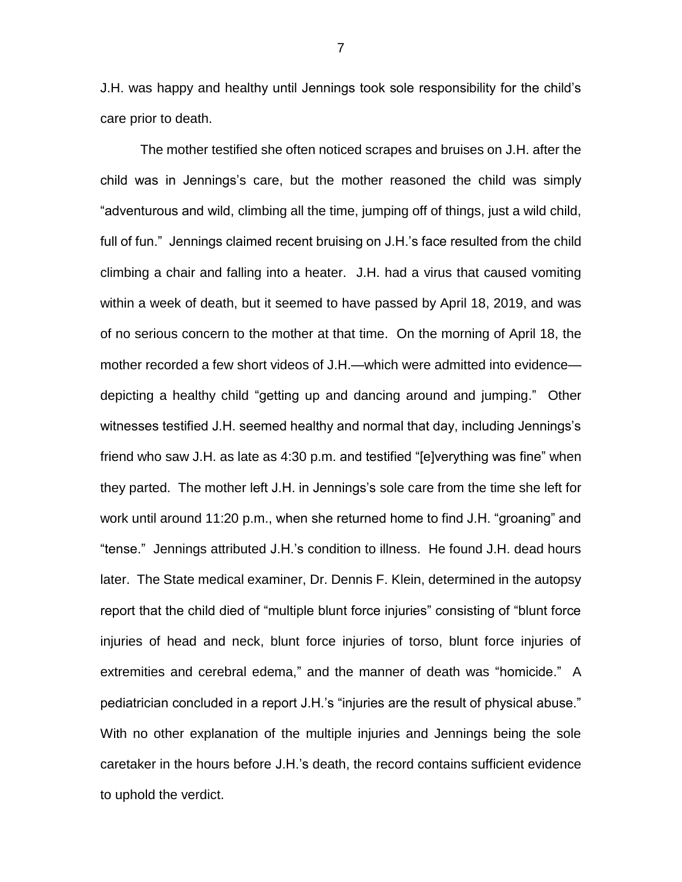J.H. was happy and healthy until Jennings took sole responsibility for the child's care prior to death.

The mother testified she often noticed scrapes and bruises on J.H. after the child was in Jennings's care, but the mother reasoned the child was simply "adventurous and wild, climbing all the time, jumping off of things, just a wild child, full of fun." Jennings claimed recent bruising on J.H.'s face resulted from the child climbing a chair and falling into a heater. J.H. had a virus that caused vomiting within a week of death, but it seemed to have passed by April 18, 2019, and was of no serious concern to the mother at that time. On the morning of April 18, the mother recorded a few short videos of J.H.—which were admitted into evidence—depicting a healthy child "getting up and dancing around and jumping." Other witnesses testified J.H. seemed healthy and normal that day, including Jennings's friend who saw J.H. as late as 4:30 p.m. and testified "[e]verything was fine" when they parted. The mother left J.H. in Jennings's sole care from the time she left for work until around 11:20 p.m., when she returned home to find J.H. "groaning" and "tense." Jennings attributed J.H.'s condition to illness. He found J.H. dead hours later. The State medical examiner, Dr. Dennis F. Klein, determined in the autopsy report that the child died of "multiple blunt force injuries" consisting of "blunt force injuries of head and neck, blunt force injuries of torso, blunt force injuries of extremities and cerebral edema," and the manner of death was "homicide." A pediatrician concluded in a report J.H.'s "injuries are the result of physical abuse." With no other explanation of the multiple injuries and Jennings being the sole caretaker in the hours before J.H.'s death, the record contains sufficient evidence to uphold the verdict.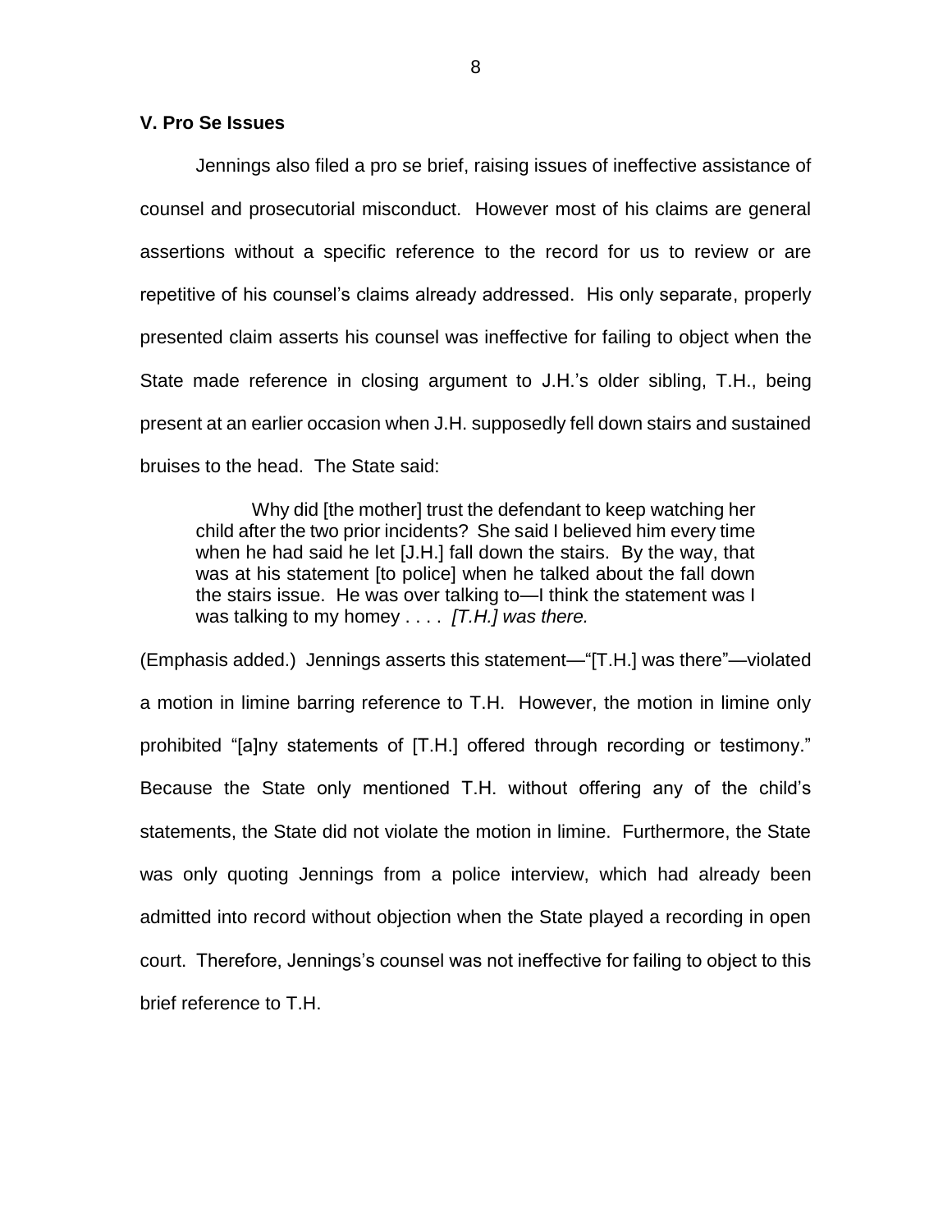**V. Pro Se Issues**

Jennings also filed a pro se brief, raising issues of ineffective assistance of counsel and prosecutorial misconduct. However most of his claims are general assertions without a specific reference to the record for us to review or are repetitive of his counsel's claims already addressed. His only separate, properly presented claim asserts his counsel was ineffective for failing to object when the State made reference in closing argument to J.H.'s older sibling, T.H., being present at an earlier occasion when J.H. supposedly fell down stairs and sustained bruises to the head. The State said:

> Why did [the mother] trust the defendant to keep watching her child after the two prior incidents? She said I believed him every time when he had said he let [J.H.] fall down the stairs. By the way, that was at his statement [to police] when he talked about the fall down the stairs issue. He was over talking to—I think the statement was I was talking to my homey . . . . *[T.H.] was there.*

(Emphasis added.) Jennings asserts this statement—"[T.H.] was there"—violated a motion in limine barring reference to T.H. However, the motion in limine only prohibited "[a]ny statements of [T.H.] offered through recording or testimony." Because the State only mentioned T.H. without offering any of the child's statements, the State did not violate the motion in limine. Furthermore, the State was only quoting Jennings from a police interview, which had already been admitted into record without objection when the State played a recording in open court. Therefore, Jennings's counsel was not ineffective for failing to object to this brief reference to T.H.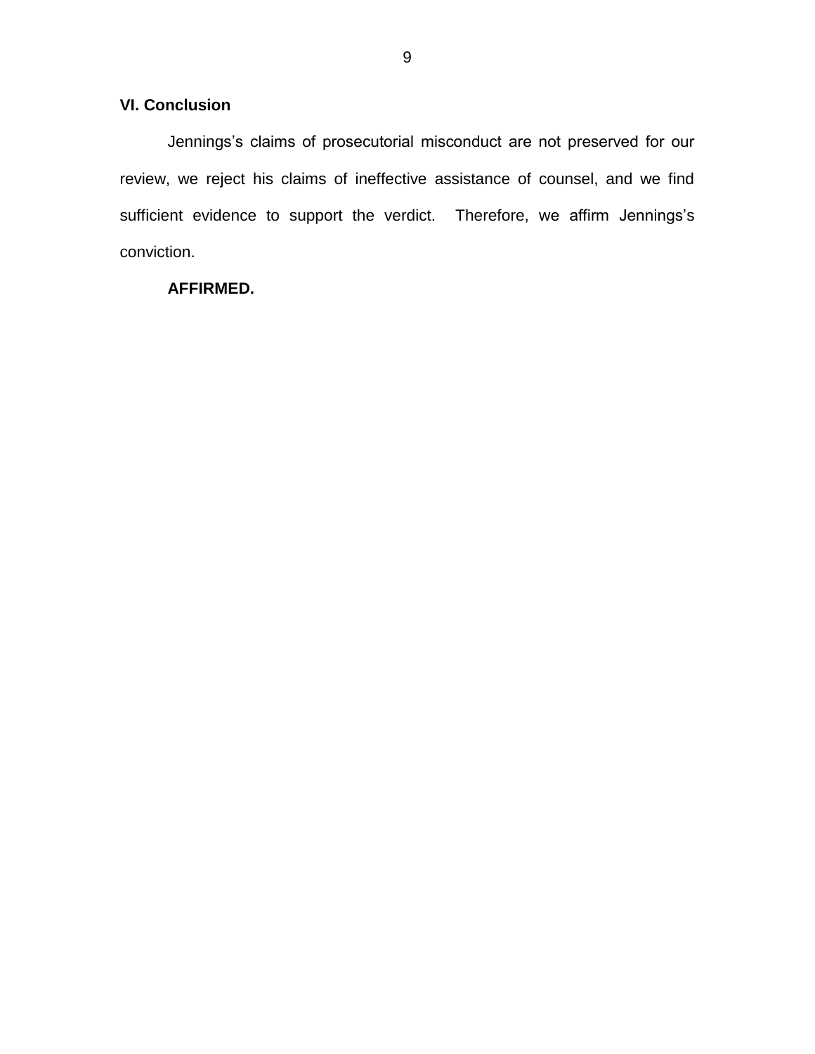## VI. Conclusion

Jennings's claims of prosecutorial misconduct are not preserved for our review, we reject his claims of ineffective assistance of counsel, and we find sufficient evidence to support the verdict. Therefore, we affirm Jennings's conviction.

**AFFIRMED.**